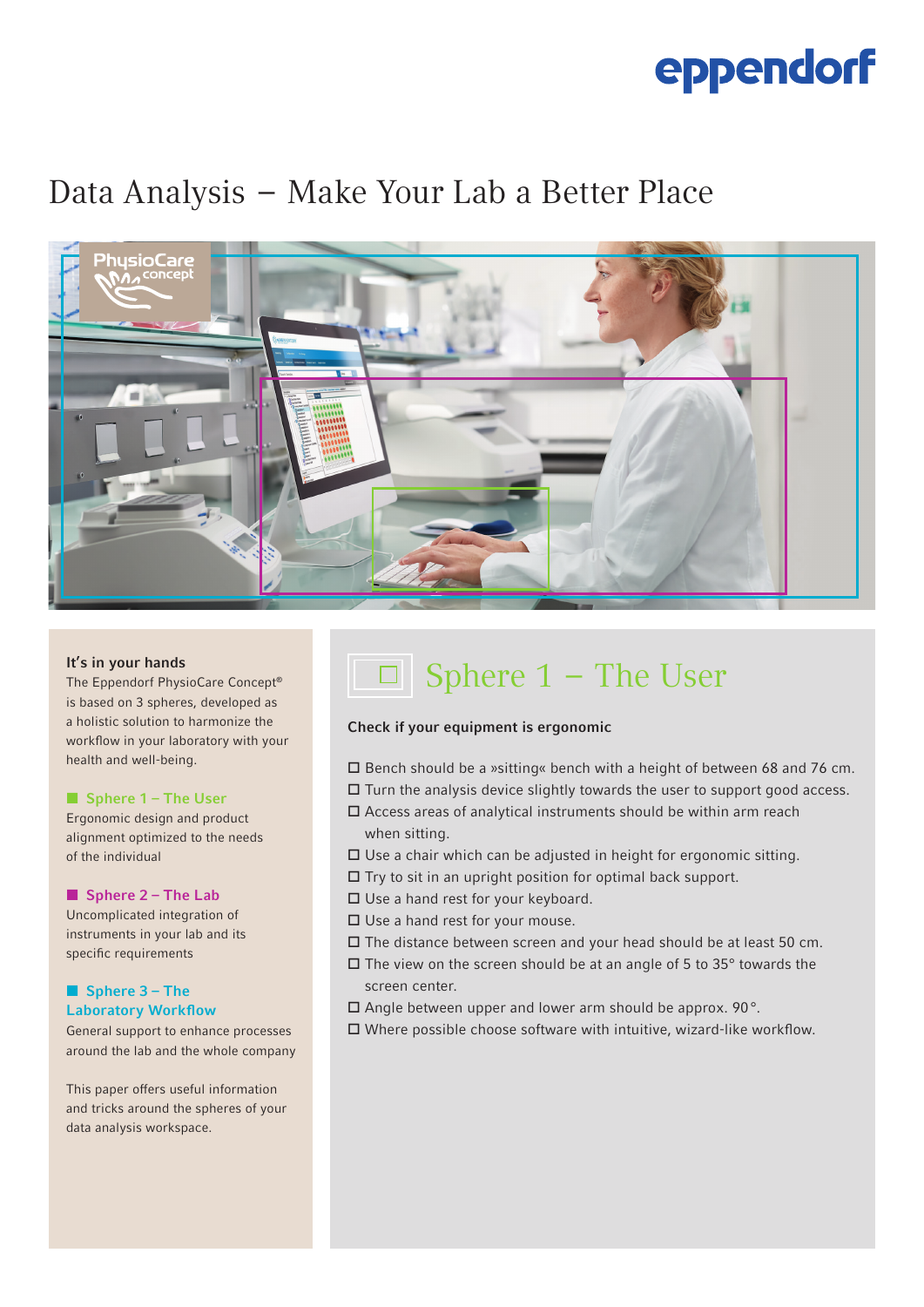# Data Analysis – Make Your Lab a Better Place

**It's in your hands**
The Eppendorf PhysioCare Concept® is based on 3 spheres, developed as a holistic solution to harmonize the workflow in your laboratory with your health and well-being.

**Sphere 1 – The User**
Ergonomic design and product alignment optimized to the needs of the individual

**Sphere 2 – The Lab**
Uncomplicated integration of instruments in your lab and its specific requirements

**Sphere 3 – The Laboratory Workflow**
General support to enhance processes around the lab and the whole company

This paper offers useful information and tricks around the spheres of your data analysis workspace.

## Sphere 1 – The User

**Check if your equipment is ergonomic**

- ☐ Bench should be a »sitting« bench with a height of between 68 and 76 cm.
- ☐ Turn the analysis device slightly towards the user to support good access.
- ☐ Access areas of analytical instruments should be within arm reach when sitting.
- ☐ Use a chair which can be adjusted in height for ergonomic sitting.
- ☐ Try to sit in an upright position for optimal back support.
- ☐ Use a hand rest for your keyboard.
- ☐ Use a hand rest for your mouse.
- ☐ The distance between screen and your head should be at least 50 cm.
- ☐ The view on the screen should be at an angle of 5 to 35° towards the screen center.
- ☐ Angle between upper and lower arm should be approx. 90°.
- ☐ Where possible choose software with intuitive, wizard-like workflow.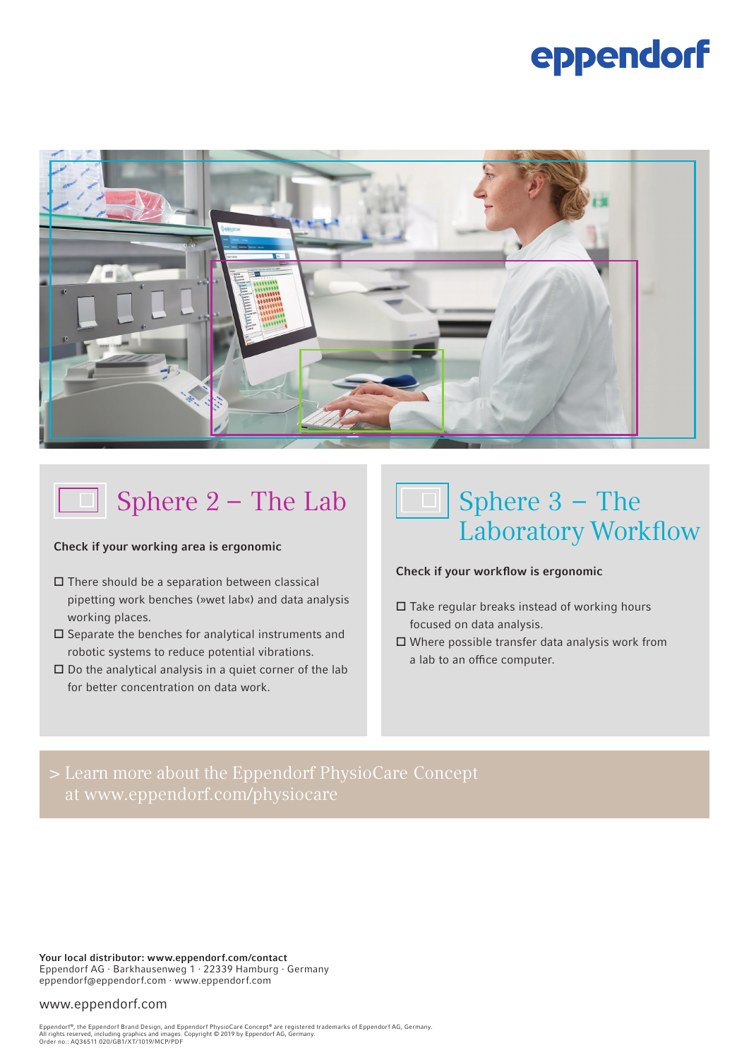eppendorf

## Sphere 2 – The Lab

**Check if your working area is ergonomic**

- ☐ There should be a separation between classical pipetting work benches (»wet lab«) and data analysis working places.
- ☐ Separate the benches for analytical instruments and robotic systems to reduce potential vibrations.
- ☐ Do the analytical analysis in a quiet corner of the lab for better concentration on data work.

## Sphere 3 – The Laboratory Workflow

**Check if your workflow is ergonomic**

- ☐ Take regular breaks instead of working hours focused on data analysis.
- ☐ Where possible transfer data analysis work from a lab to an office computer.

> Learn more about the Eppendorf PhysioCare Concept at www.eppendorf.com/physiocare

**Your local distributor: www.eppendorf.com/contact**
Eppendorf AG · Barkhausenweg 1 · 22339 Hamburg · Germany
eppendorf@eppendorf.com · www.eppendorf.com

www.eppendorf.com

Eppendorf®, the Eppendorf Brand Design, and Eppendorf PhysioCare Concept® are registered trademarks of Eppendorf AG, Germany.
All rights reserved, including graphics and images. Copyright © 2019 by Eppendorf AG, Germany.
Order no.: AQ36511 020/GB1/XT/1019/MCP/PDF